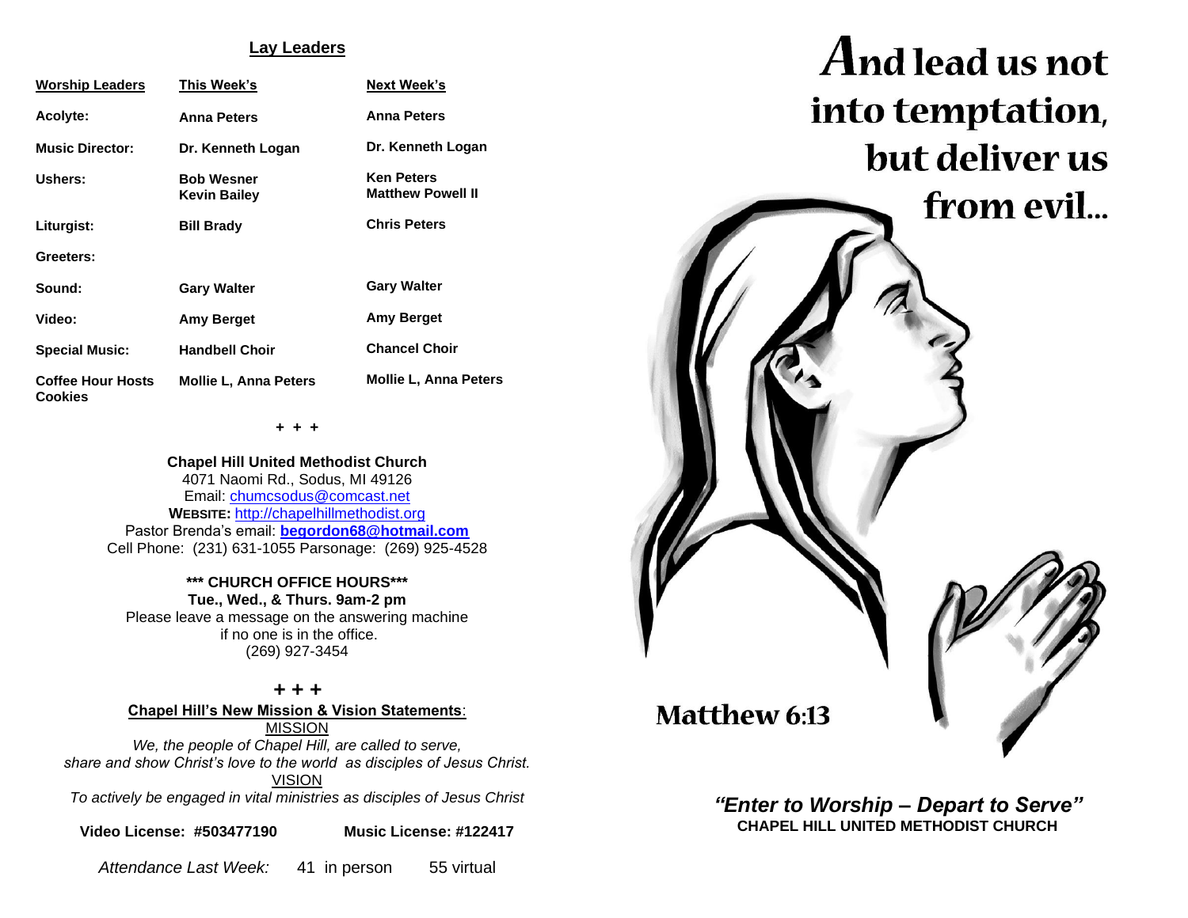## Lay Leaders

| Worship Leaders | This Week's | Next Week's |
|---|---|---|
| Acolyte: | Anna Peters | Anna Peters |
| Music Director: | Dr. Kenneth Logan | Dr. Kenneth Logan |
| Ushers: | Bob Wesner<br>Kevin Bailey | Ken Peters<br>Matthew Powell II |
| Liturgist: | Bill Brady | Chris Peters |
| Greeters: | | |
| Sound: | Gary Walter | Gary Walter |
| Video: | Amy Berget | Amy Berget |
| Special Music: | Handbell Choir | Chancel Choir |
| Coffee Hour Hosts Cookies | Mollie L, Anna Peters | Mollie L, Anna Peters |

+ + +

**Chapel Hill United Methodist Church**
4071 Naomi Rd., Sodus, MI 49126
Email: chumcsodus@comcast.net
**WEBSITE:** http://chapelhillmethodist.org
Pastor Brenda's email: **begordon68@hotmail.com**
Cell Phone: (231) 631-1055 Parsonage: (269) 925-4528

**\*\*\* CHURCH OFFICE HOURS\*\*\***
**Tue., Wed., & Thurs. 9am-2 pm**
Please leave a message on the answering machine if no one is in the office.
(269) 927-3454

**+ + +**

**Chapel Hill's New Mission & Vision Statements**:

MISSION

*We, the people of Chapel Hill, are called to serve, share and show Christ's love to the world as disciples of Jesus Christ.*

VISION

*To actively be engaged in vital ministries as disciples of Jesus Christ*

**Video License: #503477190** **Music License: #122417**

*Attendance Last Week:* 41 in person 55 virtual

# And lead us not into temptation, but deliver us from evil...

**Matthew 6:13**

***"Enter to Worship – Depart to Serve"***
**CHAPEL HILL UNITED METHODIST CHURCH**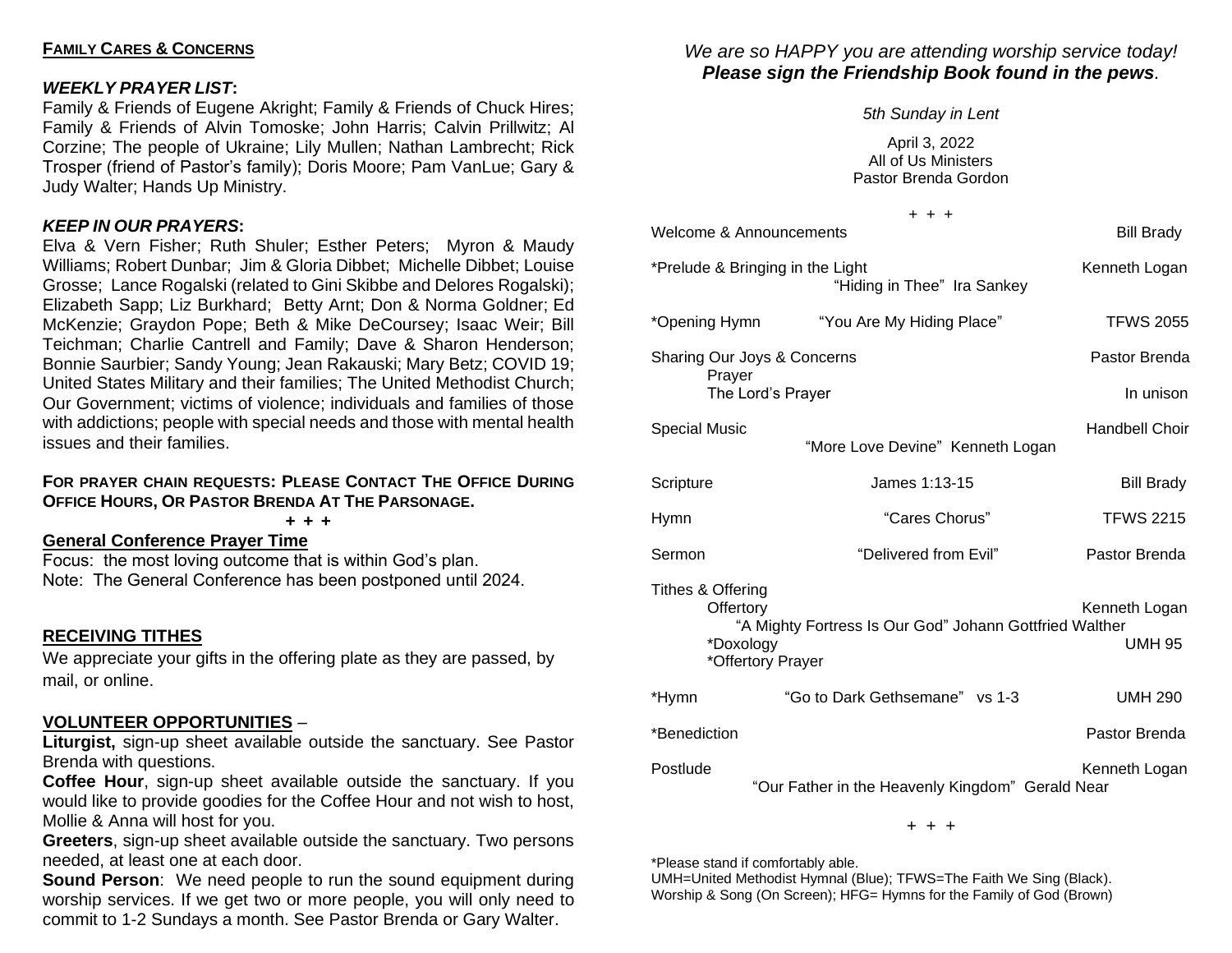## FAMILY CARES & CONCERNS

### *WEEKLY PRAYER LIST*:

Family & Friends of Eugene Akright; Family & Friends of Chuck Hires; Family & Friends of Alvin Tomoske; John Harris; Calvin Prillwitz; Al Corzine; The people of Ukraine; Lily Mullen; Nathan Lambrecht; Rick Trosper (friend of Pastor's family); Doris Moore; Pam VanLue; Gary & Judy Walter; Hands Up Ministry.

### *KEEP IN OUR PRAYERS*:

Elva & Vern Fisher; Ruth Shuler; Esther Peters; Myron & Maudy Williams; Robert Dunbar; Jim & Gloria Dibbet; Michelle Dibbet; Louise Grosse; Lance Rogalski (related to Gini Skibbe and Delores Rogalski); Elizabeth Sapp; Liz Burkhard; Betty Arnt; Don & Norma Goldner; Ed McKenzie; Graydon Pope; Beth & Mike DeCoursey; Isaac Weir; Bill Teichman; Charlie Cantrell and Family; Dave & Sharon Henderson; Bonnie Saurbier; Sandy Young; Jean Rakauski; Mary Betz; COVID 19; United States Military and their families; The United Methodist Church; Our Government; victims of violence; individuals and families of those with addictions; people with special needs and those with mental health issues and their families.

**FOR PRAYER CHAIN REQUESTS: PLEASE CONTACT THE OFFICE DURING OFFICE HOURS, OR PASTOR BRENDA AT THE PARSONAGE.**

**+ + +**

### General Conference Prayer Time

Focus: the most loving outcome that is within God's plan.
Note: The General Conference has been postponed until 2024.

### RECEIVING TITHES

We appreciate your gifts in the offering plate as they are passed, by mail, or online.

### VOLUNTEER OPPORTUNITIES –

**Liturgist,** sign-up sheet available outside the sanctuary. See Pastor Brenda with questions.

**Coffee Hour**, sign-up sheet available outside the sanctuary. If you would like to provide goodies for the Coffee Hour and not wish to host, Mollie & Anna will host for you.

**Greeters**, sign-up sheet available outside the sanctuary. Two persons needed, at least one at each door.

**Sound Person**: We need people to run the sound equipment during worship services. If we get two or more people, you will only need to commit to 1-2 Sundays a month. See Pastor Brenda or Gary Walter.

*We are so HAPPY you are attending worship service today!*
***Please sign the Friendship Book found in the pews.***

*5th Sunday in Lent*

April 3, 2022
All of Us Ministers
Pastor Brenda Gordon

+ + +

Welcome & Announcements — Bill Brady

*Prelude & Bringing in the Light — Kenneth Logan
"Hiding in Thee" Ira Sankey

*Opening Hymn — "You Are My Hiding Place" — TFWS 2055

Sharing Our Joys & Concerns — Pastor Brenda
Prayer
The Lord's Prayer — In unison

Special Music — Handbell Choir
"More Love Devine" Kenneth Logan

Scripture — James 1:13-15 — Bill Brady

Hymn — "Cares Chorus" — TFWS 2215

Sermon — "Delivered from Evil" — Pastor Brenda

Tithes & Offering
Offertory — Kenneth Logan
"A Mighty Fortress Is Our God" Johann Gottfried Walther
*Doxology — UMH 95
*Offertory Prayer

*Hymn — "Go to Dark Gethsemane" vs 1-3 — UMH 290

*Benediction — Pastor Brenda

Postlude — Kenneth Logan
"Our Father in the Heavenly Kingdom" Gerald Near

+ + +

*Please stand if comfortably able.
UMH=United Methodist Hymnal (Blue); TFWS=The Faith We Sing (Black).
Worship & Song (On Screen); HFG= Hymns for the Family of God (Brown)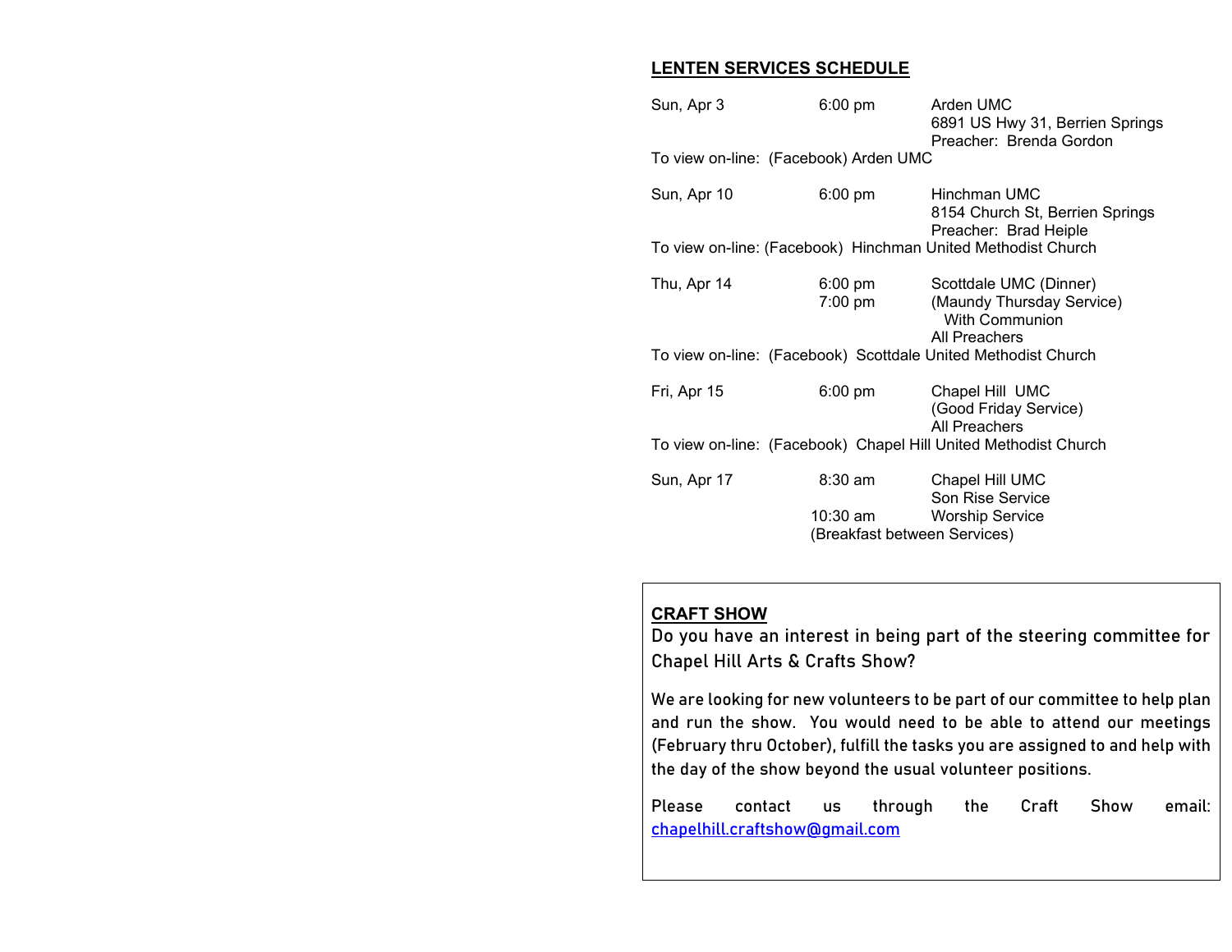## LENTEN SERVICES SCHEDULE

| | | |
|---|---|---|
| Sun, Apr 3 | 6:00 pm | Arden UMC<br>6891 US Hwy 31, Berrien Springs<br>Preacher: Brenda Gordon |

To view on-line: (Facebook) Arden UMC

| | | |
|---|---|---|
| Sun, Apr 10 | 6:00 pm | Hinchman UMC<br>8154 Church St, Berrien Springs<br>Preacher: Brad Heiple |

To view on-line: (Facebook) Hinchman United Methodist Church

| | | |
|---|---|---|
| Thu, Apr 14 | 6:00 pm<br>7:00 pm | Scottdale UMC (Dinner)<br>(Maundy Thursday Service)<br>With Communion<br>All Preachers |

To view on-line: (Facebook) Scottdale United Methodist Church

| | | |
|---|---|---|
| Fri, Apr 15 | 6:00 pm | Chapel Hill UMC<br>(Good Friday Service)<br>All Preachers |

To view on-line: (Facebook) Chapel Hill United Methodist Church

| | | |
|---|---|---|
| Sun, Apr 17 | 8:30 am | Chapel Hill UMC<br>Son Rise Service |
| | 10:30 am | Worship Service |
| | (Breakfast between Services) | |

## CRAFT SHOW

Do you have an interest in being part of the steering committee for Chapel Hill Arts & Crafts Show?

We are looking for new volunteers to be part of our committee to help plan and run the show. You would need to be able to attend our meetings (February thru October), fulfill the tasks you are assigned to and help with the day of the show beyond the usual volunteer positions.

Please contact us through the Craft Show email: chapelhill.craftshow@gmail.com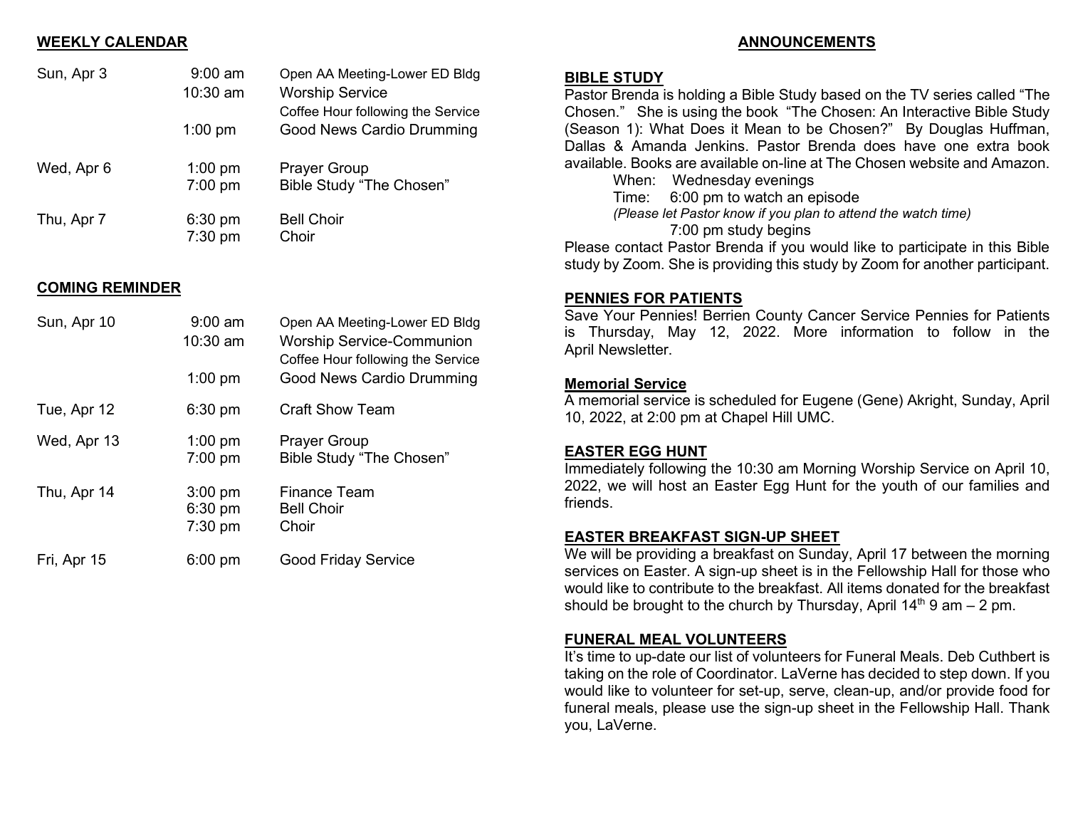## WEEKLY CALENDAR

| | | |
|---|---|---|
| Sun, Apr 3 | 9:00 am | Open AA Meeting-Lower ED Bldg |
| | 10:30 am | Worship Service |
| | | Coffee Hour following the Service |
| | 1:00 pm | Good News Cardio Drumming |
| Wed, Apr 6 | 1:00 pm | Prayer Group |
| | 7:00 pm | Bible Study "The Chosen" |
| Thu, Apr 7 | 6:30 pm | Bell Choir |
| | 7:30 pm | Choir |

## COMING REMINDER

| | | |
|---|---|---|
| Sun, Apr 10 | 9:00 am | Open AA Meeting-Lower ED Bldg |
| | 10:30 am | Worship Service-Communion |
| | | Coffee Hour following the Service |
| | 1:00 pm | Good News Cardio Drumming |
| Tue, Apr 12 | 6:30 pm | Craft Show Team |
| Wed, Apr 13 | 1:00 pm | Prayer Group |
| | 7:00 pm | Bible Study "The Chosen" |
| Thu, Apr 14 | 3:00 pm | Finance Team |
| | 6:30 pm | Bell Choir |
| | 7:30 pm | Choir |
| Fri, Apr 15 | 6:00 pm | Good Friday Service |

## ANNOUNCEMENTS

### BIBLE STUDY

Pastor Brenda is holding a Bible Study based on the TV series called "The Chosen." She is using the book "The Chosen: An Interactive Bible Study (Season 1): What Does it Mean to be Chosen?" By Douglas Huffman, Dallas & Amanda Jenkins. Pastor Brenda does have one extra book available. Books are available on-line at The Chosen website and Amazon.

When: Wednesday evenings
Time: 6:00 pm to watch an episode
*(Please let Pastor know if you plan to attend the watch time)*
7:00 pm study begins

Please contact Pastor Brenda if you would like to participate in this Bible study by Zoom. She is providing this study by Zoom for another participant.

### PENNIES FOR PATIENTS

Save Your Pennies! Berrien County Cancer Service Pennies for Patients is Thursday, May 12, 2022. More information to follow in the April Newsletter.

### Memorial Service

A memorial service is scheduled for Eugene (Gene) Akright, Sunday, April 10, 2022, at 2:00 pm at Chapel Hill UMC.

### EASTER EGG HUNT

Immediately following the 10:30 am Morning Worship Service on April 10, 2022, we will host an Easter Egg Hunt for the youth of our families and friends.

### EASTER BREAKFAST SIGN-UP SHEET

We will be providing a breakfast on Sunday, April 17 between the morning services on Easter. A sign-up sheet is in the Fellowship Hall for those who would like to contribute to the breakfast. All items donated for the breakfast should be brought to the church by Thursday, April 14th 9 am – 2 pm.

### FUNERAL MEAL VOLUNTEERS

It's time to up-date our list of volunteers for Funeral Meals. Deb Cuthbert is taking on the role of Coordinator. LaVerne has decided to step down. If you would like to volunteer for set-up, serve, clean-up, and/or provide food for funeral meals, please use the sign-up sheet in the Fellowship Hall. Thank you, LaVerne.